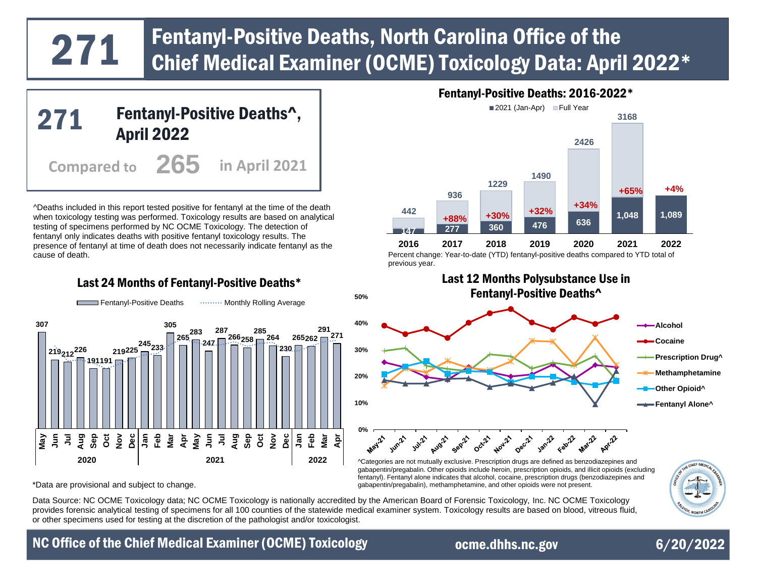# 271 Fentanyl-Positive Deaths, North Carolina Office of the Chief Medical Examiner (OCME) Toxicology Data: April 2022*

## 271 Fentanyl-Positive Deaths^, April 2022

Compared to **265** in April 2021

^Deaths included in this report tested positive for fentanyl at the time of the death when toxicology testing was performed. Toxicology results are based on analytical testing of specimens performed by NC OCME Toxicology. The detection of fentanyl only indicates deaths with positive fentanyl toxicology results. The presence of fentanyl at time of death does not necessarily indicate fentanyl as the cause of death.

## Fentanyl-Positive Deaths: 2016-2022*

| Year | Jan-Apr | Full Year | Percent change |
|---|---|---|---|
| 2016 | 147 | 442 | |
| 2017 | 277 | 936 | +88% |
| 2018 | 360 | 1229 | +30% |
| 2019 | 476 | 1490 | +32% |
| 2020 | 636 | 2426 | +34% |
| 2021 | 1,048 | 3168 | +65% |
| 2022 | 1,089 | | +4% |

Percent change: Year-to-date (YTD) fentanyl-positive deaths compared to YTD total of previous year.

## Last 24 Months of Fentanyl-Positive Deaths*

| Year | Month | Fentanyl-Positive Deaths |
|---|---|---|
| 2020 | May | 307 |
| | Jun | 219 |
| | Jul | 212 |
| | Aug | 226 |
| | Sep | 191 |
| | Oct | 191 |
| | Nov | 219 |
| | Dec | 225 |
| 2021 | Jan | 245 |
| | Feb | 233 |
| | Mar | 305 |
| | Apr | 265 |
| | May | 283 |
| | Jun | 247 |
| | Jul | 287 |
| | Aug | 266 |
| | Sep | 258 |
| | Oct | 285 |
| | Nov | 264 |
| | Dec | 230 |
| 2022 | Jan | 265 |
| | Feb | 262 |
| | Mar | 291 |
| | Apr | 271 |

## Last 12 Months Polysubstance Use in Fentanyl-Positive Deaths^

Series: Alcohol, Cocaine, Prescription Drug^, Methamphetamine, Other Opioid^, Fentanyl Alone^ (May-21 to Apr-22; 0%–50%)

^Categories are not mutually exclusive. Prescription drugs are defined as benzodiazepines and gabapentin/pregabalin. Other opioids include heroin, prescription opioids, and illicit opioids (excluding fentanyl). Fentanyl alone indicates that alcohol, cocaine, prescription drugs (benzodiazepines and gabapentin/pregabalin), methamphetamine, and other opioids were not present.

*Data are provisional and subject to change.

Data Source: NC OCME Toxicology data; NC OCME Toxicology is nationally accredited by the American Board of Forensic Toxicology, Inc. NC OCME Toxicology provides forensic analytical testing of specimens for all 100 counties of the statewide medical examiner system. Toxicology results are based on blood, vitreous fluid, or other specimens used for testing at the discretion of the pathologist and/or toxicologist.

NC Office of the Chief Medical Examiner (OCME) Toxicology | ocme.dhhs.nc.gov | 6/20/2022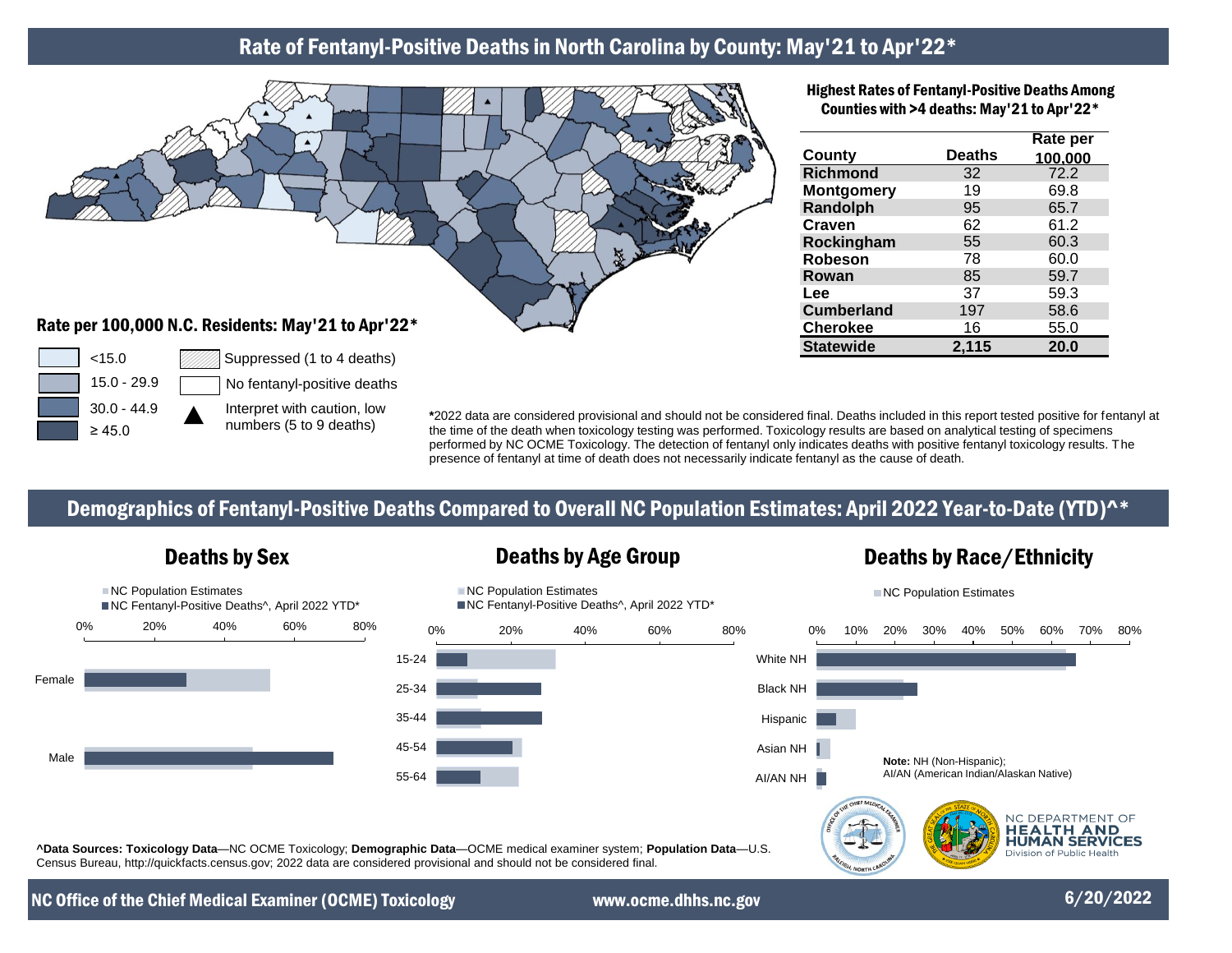# Rate of Fentanyl-Positive Deaths in North Carolina by County: May'21 to Apr'22*

Rate per 100,000 N.C. Residents: May'21 to Apr'22*

<15.0
15.0 - 29.9
30.0 - 44.9
≥ 45.0
Suppressed (1 to 4 deaths)
No fentanyl-positive deaths
Interpret with caution, low numbers (5 to 9 deaths)

**Highest Rates of Fentanyl-Positive Deaths Among Counties with >4 deaths: May'21 to Apr'22***

| County | Deaths | Rate per 100,000 |
|---|---|---|
| **Richmond** | 32 | 72.2 |
| **Montgomery** | 19 | 69.8 |
| **Randolph** | 95 | 65.7 |
| **Craven** | 62 | 61.2 |
| **Rockingham** | 55 | 60.3 |
| **Robeson** | 78 | 60.0 |
| **Rowan** | 85 | 59.7 |
| **Lee** | 37 | 59.3 |
| **Cumberland** | 197 | 58.6 |
| **Cherokee** | 16 | 55.0 |
| **Statewide** | **2,115** | **20.0** |

***2022 data are considered provisional and should not be considered final. Deaths included in this report tested positive for fentanyl at the time of the death when toxicology testing was performed. Toxicology results are based on analytical testing of specimens performed by NC OCME Toxicology. The detection of fentanyl only indicates deaths with positive fentanyl toxicology results. The presence of fentanyl at time of death does not necessarily indicate fentanyl as the cause of death.

# Demographics of Fentanyl-Positive Deaths Compared to Overall NC Population Estimates: April 2022 Year-to-Date (YTD)^*

## Deaths by Sex

NC Population Estimates
NC Fentanyl-Positive Deaths^, April 2022 YTD*

0% 20% 40% 60% 80%

Female
Male

## Deaths by Age Group

NC Population Estimates
NC Fentanyl-Positive Deaths^, April 2022 YTD*

0% 20% 40% 60% 80%

15-24
25-34
35-44
45-54
55-64

## Deaths by Race/Ethnicity

NC Population Estimates

0% 10% 20% 30% 40% 50% 60% 70% 80%

White NH
Black NH
Hispanic
Asian NH
AI/AN NH

**Note:** NH (Non-Hispanic); AI/AN (American Indian/Alaskan Native)

**^Data Sources: Toxicology Data**—NC OCME Toxicology; **Demographic Data**—OCME medical examiner system; **Population Data**—U.S. Census Bureau, http://quickfacts.census.gov; 2022 data are considered provisional and should not be considered final.

NC DEPARTMENT OF HEALTH AND HUMAN SERVICES
Division of Public Health

NC Office of the Chief Medical Examiner (OCME) Toxicology    www.ocme.dhhs.nc.gov    6/20/2022